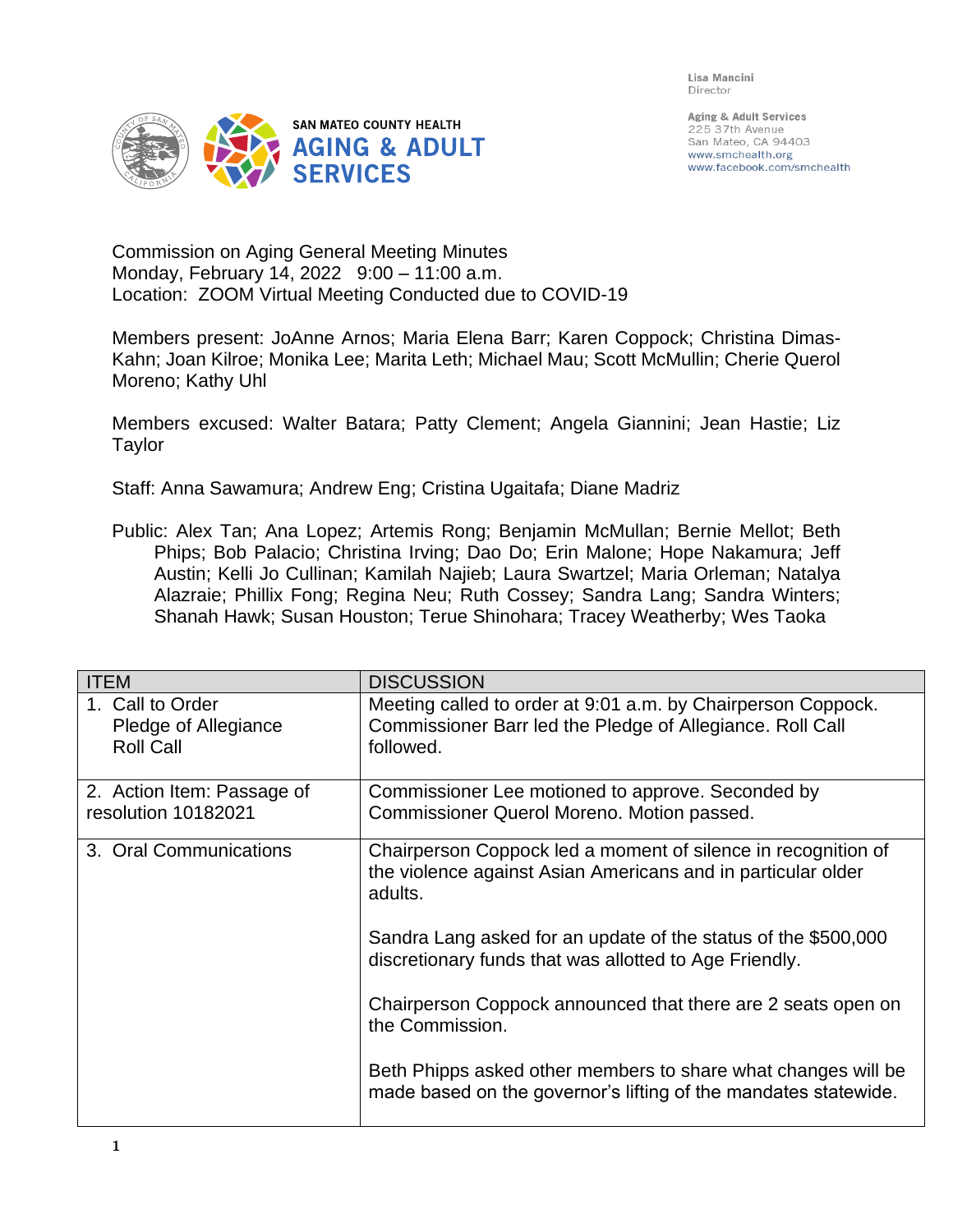Lisa Mancini
Director

Aging & Adult Services
225 37th Avenue
San Mateo, CA 94403
www.smchealth.org
www.facebook.com/smchealth

SAN MATEO COUNTY HEALTH
**AGING & ADULT SERVICES**

Commission on Aging General Meeting Minutes
Monday, February 14, 2022 9:00 – 11:00 a.m.
Location: ZOOM Virtual Meeting Conducted due to COVID-19

Members present: JoAnne Arnos; Maria Elena Barr; Karen Coppock; Christina Dimas-Kahn; Joan Kilroe; Monika Lee; Marita Leth; Michael Mau; Scott McMullin; Cherie Querol Moreno; Kathy Uhl

Members excused: Walter Batara; Patty Clement; Angela Giannini; Jean Hastie; Liz Taylor

Staff: Anna Sawamura; Andrew Eng; Cristina Ugaitafa; Diane Madriz

Public: Alex Tan; Ana Lopez; Artemis Rong; Benjamin McMullan; Bernie Mellot; Beth Phips; Bob Palacio; Christina Irving; Dao Do; Erin Malone; Hope Nakamura; Jeff Austin; Kelli Jo Cullinan; Kamilah Najieb; Laura Swartzel; Maria Orleman; Natalya Alazraie; Phillix Fong; Regina Neu; Ruth Cossey; Sandra Lang; Sandra Winters; Shanah Hawk; Susan Houston; Terue Shinohara; Tracey Weatherby; Wes Taoka

| ITEM | DISCUSSION |
|---|---|
| 1. Call to Order<br>Pledge of Allegiance<br>Roll Call | Meeting called to order at 9:01 a.m. by Chairperson Coppock. Commissioner Barr led the Pledge of Allegiance. Roll Call followed. |
| 2. Action Item: Passage of resolution 10182021 | Commissioner Lee motioned to approve. Seconded by Commissioner Querol Moreno. Motion passed. |
| 3. Oral Communications | Chairperson Coppock led a moment of silence in recognition of the violence against Asian Americans and in particular older adults.<br><br>Sandra Lang asked for an update of the status of the $500,000 discretionary funds that was allotted to Age Friendly.<br><br>Chairperson Coppock announced that there are 2 seats open on the Commission.<br><br>Beth Phipps asked other members to share what changes will be made based on the governor's lifting of the mandates statewide. |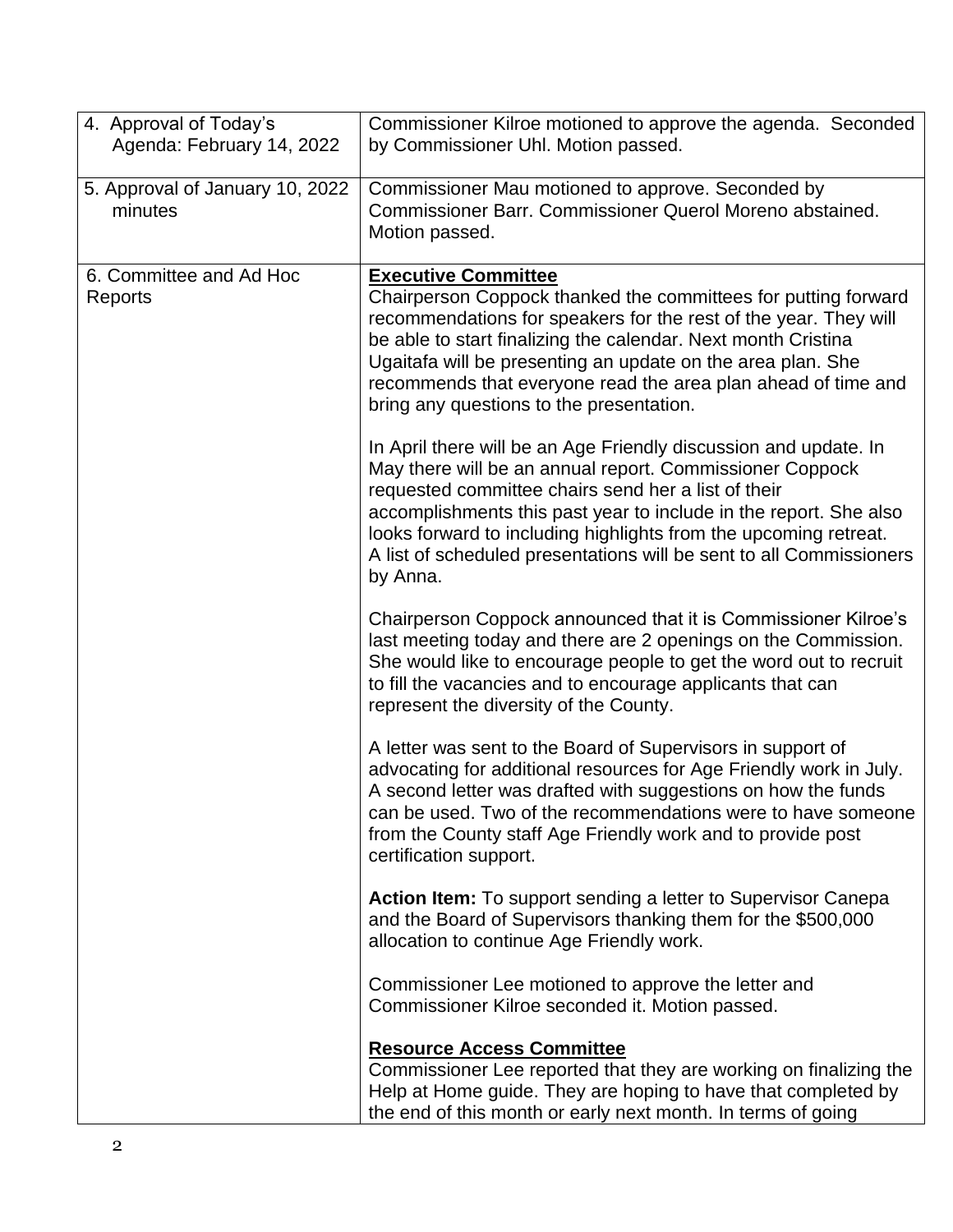| | |
|---|---|
| 4. Approval of Today's Agenda: February 14, 2022 | Commissioner Kilroe motioned to approve the agenda. Seconded by Commissioner Uhl. Motion passed. |
| 5. Approval of January 10, 2022 minutes | Commissioner Mau motioned to approve. Seconded by Commissioner Barr. Commissioner Querol Moreno abstained. Motion passed. |
| 6. Committee and Ad Hoc Reports | **Executive Committee**<br>Chairperson Coppock thanked the committees for putting forward recommendations for speakers for the rest of the year. They will be able to start finalizing the calendar. Next month Cristina Ugaitafa will be presenting an update on the area plan. She recommends that everyone read the area plan ahead of time and bring any questions to the presentation.<br><br>In April there will be an Age Friendly discussion and update. In May there will be an annual report. Commissioner Coppock requested committee chairs send her a list of their accomplishments this past year to include in the report. She also looks forward to including highlights from the upcoming retreat. A list of scheduled presentations will be sent to all Commissioners by Anna.<br><br>Chairperson Coppock announced that it is Commissioner Kilroe's last meeting today and there are 2 openings on the Commission. She would like to encourage people to get the word out to recruit to fill the vacancies and to encourage applicants that can represent the diversity of the County.<br><br>A letter was sent to the Board of Supervisors in support of advocating for additional resources for Age Friendly work in July. A second letter was drafted with suggestions on how the funds can be used. Two of the recommendations were to have someone from the County staff Age Friendly work and to provide post certification support.<br><br>**Action Item:** To support sending a letter to Supervisor Canepa and the Board of Supervisors thanking them for the $500,000 allocation to continue Age Friendly work.<br><br>Commissioner Lee motioned to approve the letter and Commissioner Kilroe seconded it. Motion passed.<br><br>**Resource Access Committee**<br>Commissioner Lee reported that they are working on finalizing the Help at Home guide. They are hoping to have that completed by the end of this month or early next month. In terms of going |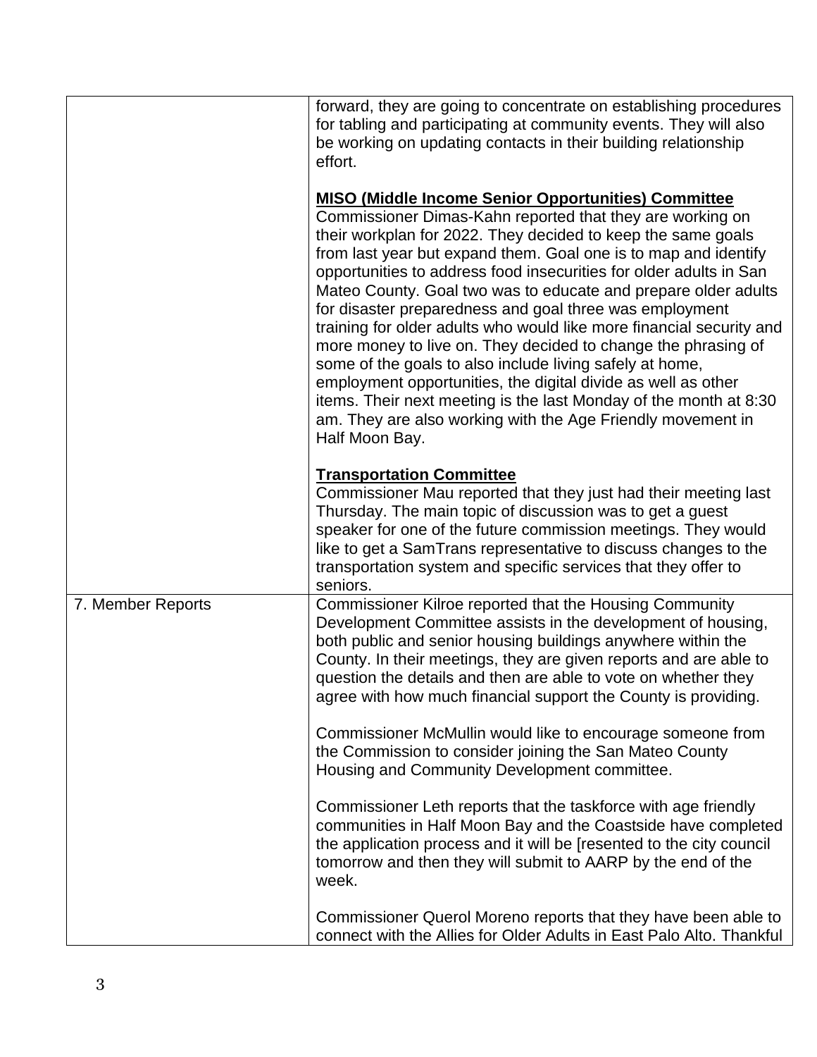| | |
|---|---|
| | forward, they are going to concentrate on establishing procedures for tabling and participating at community events. They will also be working on updating contacts in their building relationship effort.<br><br>**MISO (Middle Income Senior Opportunities) Committee**<br>Commissioner Dimas-Kahn reported that they are working on their workplan for 2022. They decided to keep the same goals from last year but expand them. Goal one is to map and identify opportunities to address food insecurities for older adults in San Mateo County. Goal two was to educate and prepare older adults for disaster preparedness and goal three was employment training for older adults who would like more financial security and more money to live on. They decided to change the phrasing of some of the goals to also include living safely at home, employment opportunities, the digital divide as well as other items. Their next meeting is the last Monday of the month at 8:30 am. They are also working with the Age Friendly movement in Half Moon Bay.<br><br>**Transportation Committee**<br>Commissioner Mau reported that they just had their meeting last Thursday. The main topic of discussion was to get a guest speaker for one of the future commission meetings. They would like to get a SamTrans representative to discuss changes to the transportation system and specific services that they offer to seniors. |
| 7. Member Reports | Commissioner Kilroe reported that the Housing Community Development Committee assists in the development of housing, both public and senior housing buildings anywhere within the County. In their meetings, they are given reports and are able to question the details and then are able to vote on whether they agree with how much financial support the County is providing.<br><br>Commissioner McMullin would like to encourage someone from the Commission to consider joining the San Mateo County Housing and Community Development committee.<br><br>Commissioner Leth reports that the taskforce with age friendly communities in Half Moon Bay and the Coastside have completed the application process and it will be [resented to the city council tomorrow and then they will submit to AARP by the end of the week.<br><br>Commissioner Querol Moreno reports that they have been able to connect with the Allies for Older Adults in East Palo Alto. Thankful |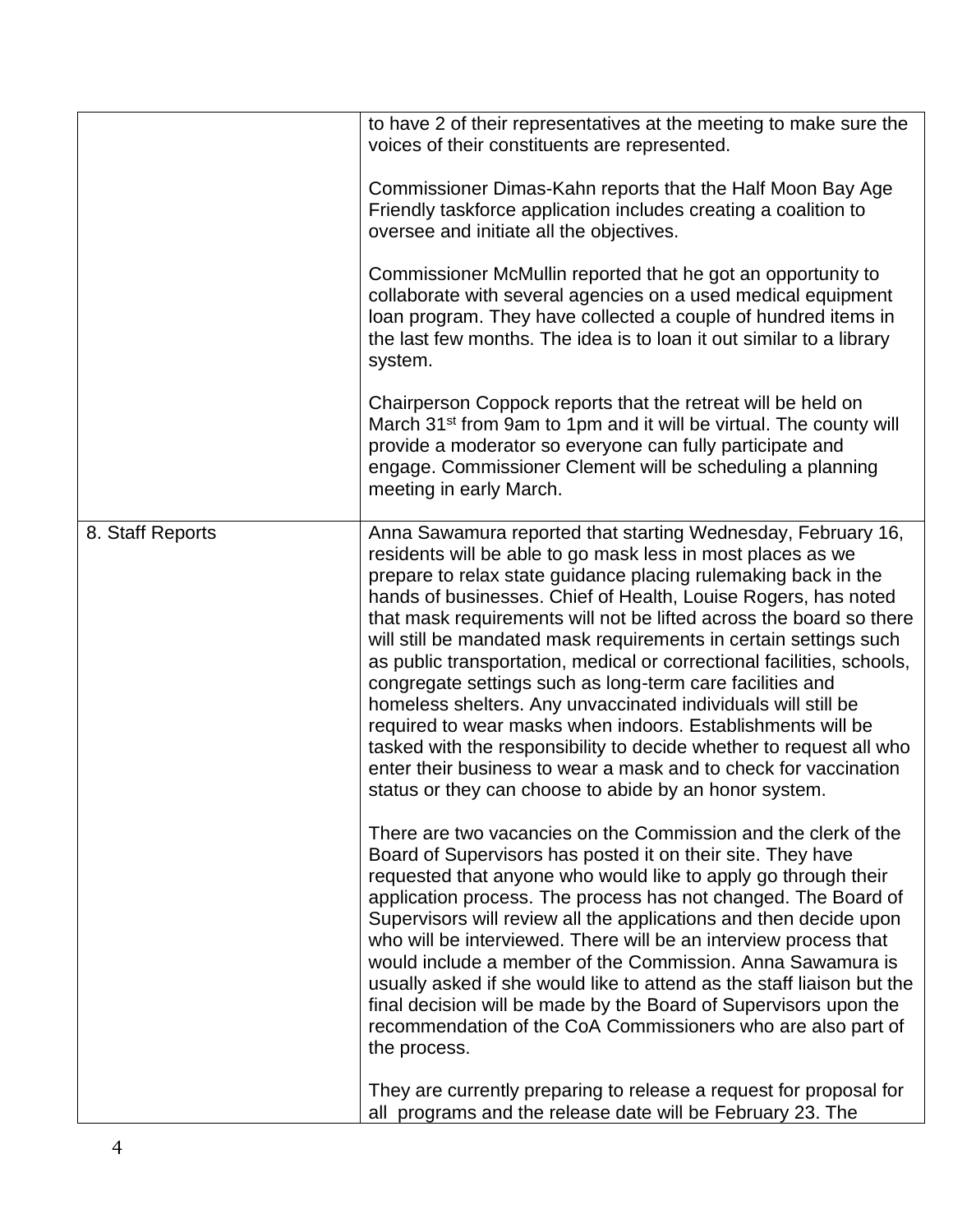| | |
|---|---|
| | to have 2 of their representatives at the meeting to make sure the voices of their constituents are represented.<br><br>Commissioner Dimas-Kahn reports that the Half Moon Bay Age Friendly taskforce application includes creating a coalition to oversee and initiate all the objectives.<br><br>Commissioner McMullin reported that he got an opportunity to collaborate with several agencies on a used medical equipment loan program. They have collected a couple of hundred items in the last few months. The idea is to loan it out similar to a library system.<br><br>Chairperson Coppock reports that the retreat will be held on March 31st from 9am to 1pm and it will be virtual. The county will provide a moderator so everyone can fully participate and engage. Commissioner Clement will be scheduling a planning meeting in early March. |
| 8. Staff Reports | Anna Sawamura reported that starting Wednesday, February 16, residents will be able to go mask less in most places as we prepare to relax state guidance placing rulemaking back in the hands of businesses. Chief of Health, Louise Rogers, has noted that mask requirements will not be lifted across the board so there will still be mandated mask requirements in certain settings such as public transportation, medical or correctional facilities, schools, congregate settings such as long-term care facilities and homeless shelters. Any unvaccinated individuals will still be required to wear masks when indoors. Establishments will be tasked with the responsibility to decide whether to request all who enter their business to wear a mask and to check for vaccination status or they can choose to abide by an honor system.<br><br>There are two vacancies on the Commission and the clerk of the Board of Supervisors has posted it on their site. They have requested that anyone who would like to apply go through their application process. The process has not changed. The Board of Supervisors will review all the applications and then decide upon who will be interviewed. There will be an interview process that would include a member of the Commission. Anna Sawamura is usually asked if she would like to attend as the staff liaison but the final decision will be made by the Board of Supervisors upon the recommendation of the CoA Commissioners who are also part of the process.<br><br>They are currently preparing to release a request for proposal for all programs and the release date will be February 23. The |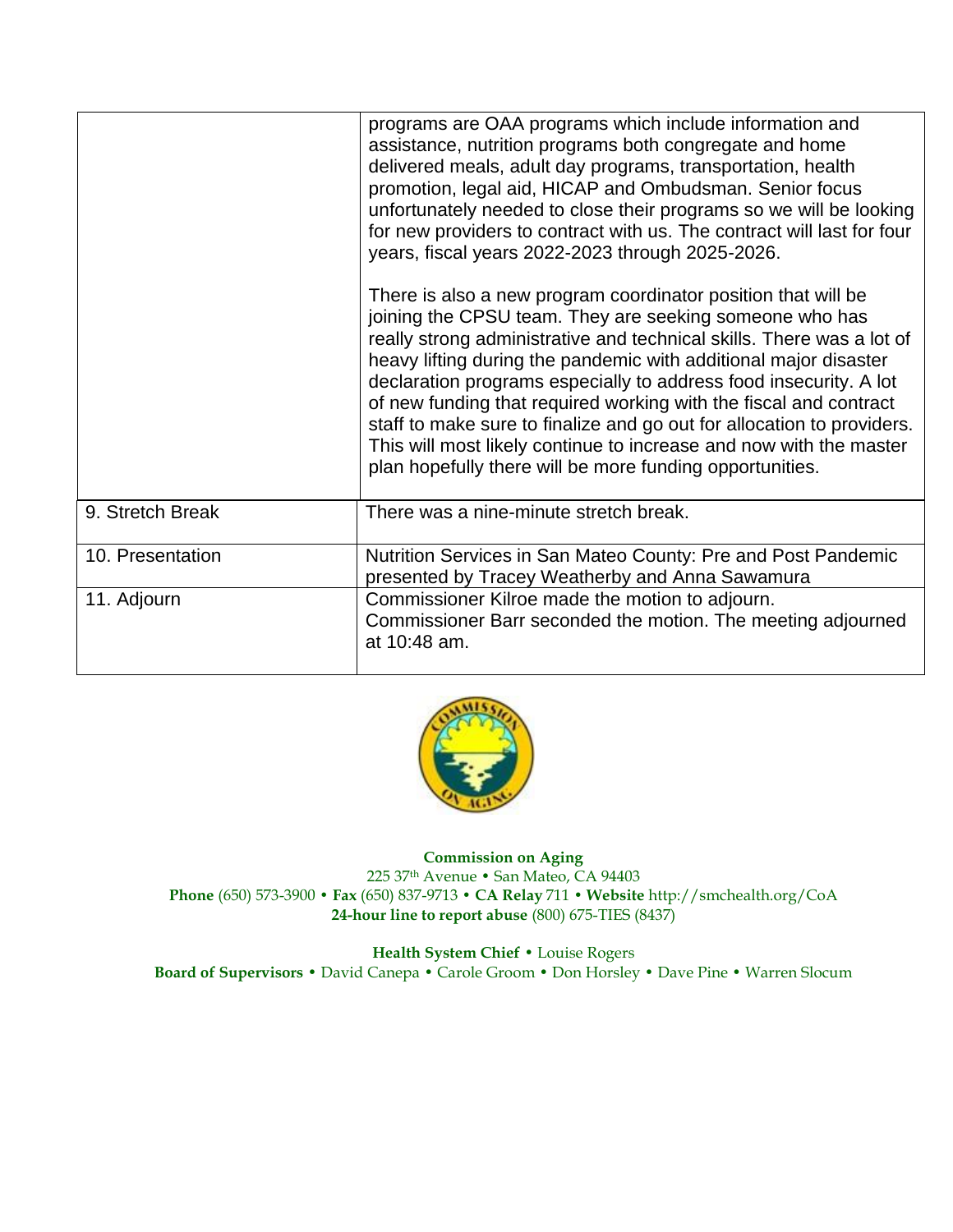| | |
|---|---|
| | programs are OAA programs which include information and assistance, nutrition programs both congregate and home delivered meals, adult day programs, transportation, health promotion, legal aid, HICAP and Ombudsman. Senior focus unfortunately needed to close their programs so we will be looking for new providers to contract with us. The contract will last for four years, fiscal years 2022-2023 through 2025-2026.<br><br>There is also a new program coordinator position that will be joining the CPSU team. They are seeking someone who has really strong administrative and technical skills. There was a lot of heavy lifting during the pandemic with additional major disaster declaration programs especially to address food insecurity. A lot of new funding that required working with the fiscal and contract staff to make sure to finalize and go out for allocation to providers. This will most likely continue to increase and now with the master plan hopefully there will be more funding opportunities. |
| 9. Stretch Break | There was a nine-minute stretch break. |
| 10. Presentation | Nutrition Services in San Mateo County: Pre and Post Pandemic presented by Tracey Weatherby and Anna Sawamura |
| 11. Adjourn | Commissioner Kilroe made the motion to adjourn. Commissioner Barr seconded the motion. The meeting adjourned at 10:48 am. |

**Commission on Aging**
225 37th Avenue • San Mateo, CA 94403
**Phone** (650) 573-3900 • **Fax** (650) 837-9713 • **CA Relay** 711 • **Website** http://smchealth.org/CoA
**24-hour line to report abuse** (800) 675-TIES (8437)

**Health System Chief** • Louise Rogers
**Board of Supervisors** • David Canepa • Carole Groom • Don Horsley • Dave Pine • Warren Slocum